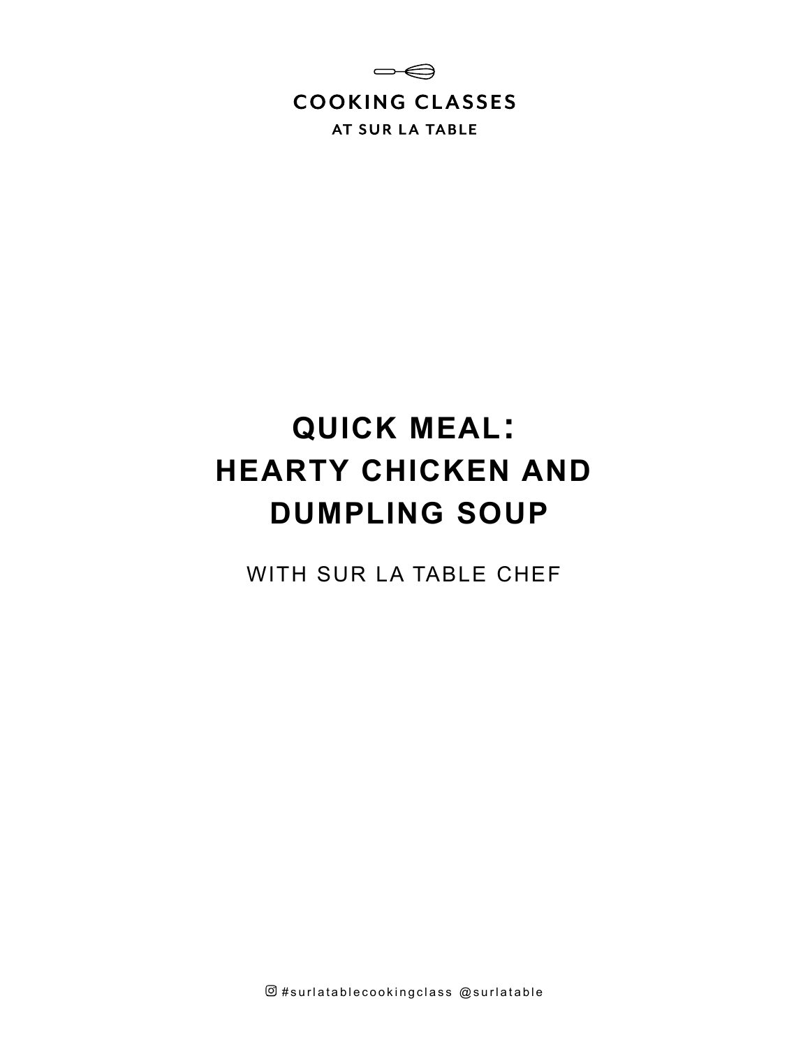COOKING CLASSES

AT SUR LA TABLE

# QUICK MEAL: HEARTY CHICKEN AND DUMPLING SOUP

WITH SUR LA TABLE CHEF

#surlatablecookingclass @surlatable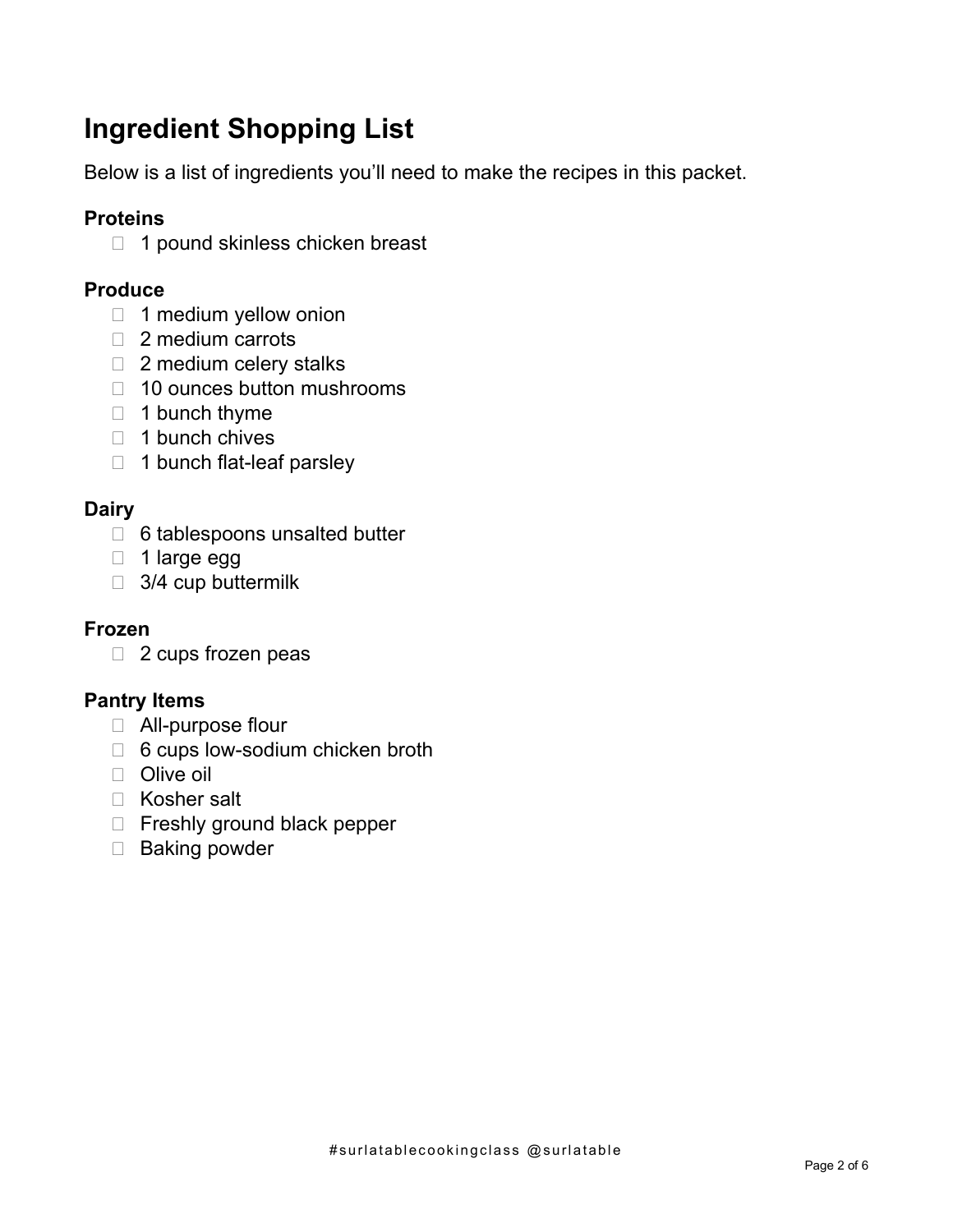# Ingredient Shopping List

Below is a list of ingredients you'll need to make the recipes in this packet.

### Proteins

- [ ] 1 pound skinless chicken breast

### Produce

- [ ] 1 medium yellow onion
- [ ] 2 medium carrots
- [ ] 2 medium celery stalks
- [ ] 10 ounces button mushrooms
- [ ] 1 bunch thyme
- [ ] 1 bunch chives
- [ ] 1 bunch flat-leaf parsley

### Dairy

- [ ] 6 tablespoons unsalted butter
- [ ] 1 large egg
- [ ] 3/4 cup buttermilk

### Frozen

- [ ] 2 cups frozen peas

### Pantry Items

- [ ] All-purpose flour
- [ ] 6 cups low-sodium chicken broth
- [ ] Olive oil
- [ ] Kosher salt
- [ ] Freshly ground black pepper
- [ ] Baking powder

#surlatablecookingclass @surlatable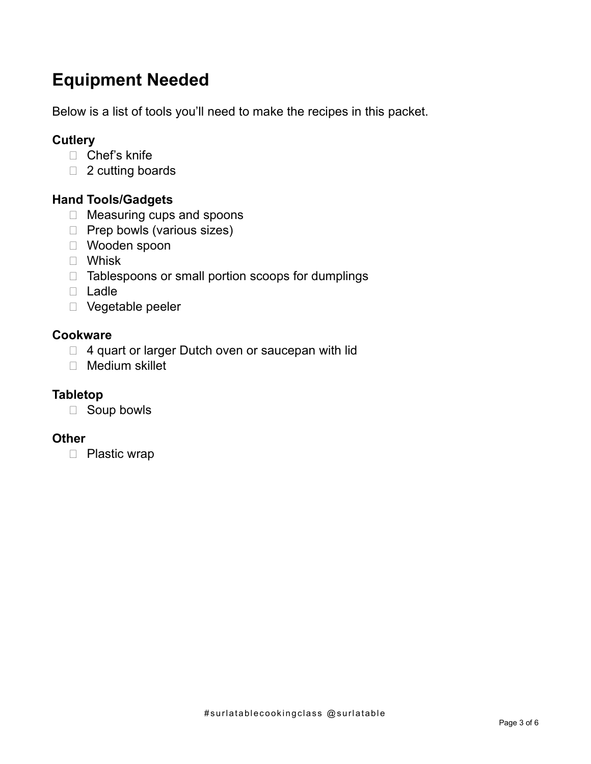# Equipment Needed

Below is a list of tools you'll need to make the recipes in this packet.

### Cutlery

- [ ] Chef's knife
- [ ] 2 cutting boards

### Hand Tools/Gadgets

- [ ] Measuring cups and spoons
- [ ] Prep bowls (various sizes)
- [ ] Wooden spoon
- [ ] Whisk
- [ ] Tablespoons or small portion scoops for dumplings
- [ ] Ladle
- [ ] Vegetable peeler

### Cookware

- [ ] 4 quart or larger Dutch oven or saucepan with lid
- [ ] Medium skillet

### Tabletop

- [ ] Soup bowls

### Other

- [ ] Plastic wrap

#surlatablecookingclass @surlatable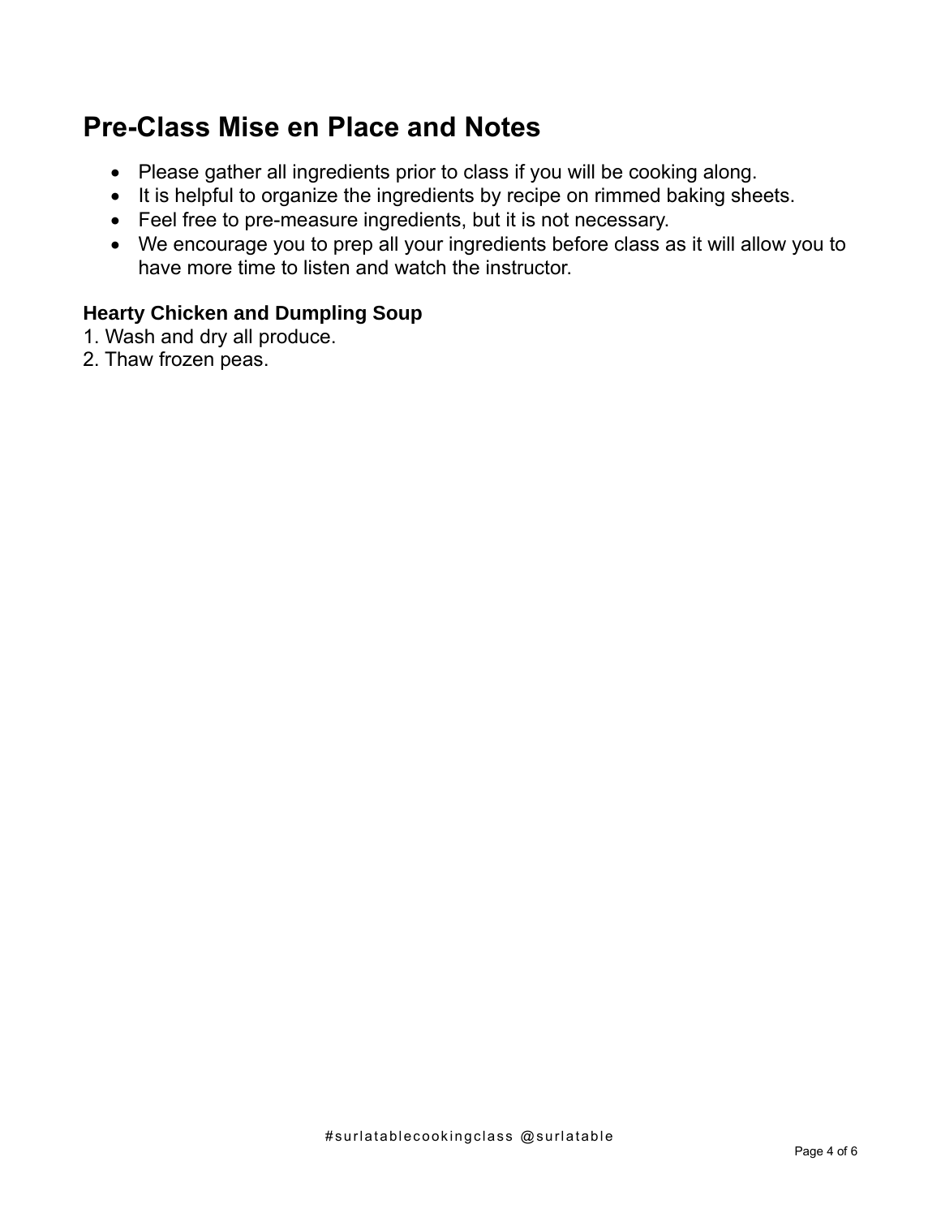## Pre-Class Mise en Place and Notes

- Please gather all ingredients prior to class if you will be cooking along.
- It is helpful to organize the ingredients by recipe on rimmed baking sheets.
- Feel free to pre-measure ingredients, but it is not necessary.
- We encourage you to prep all your ingredients before class as it will allow you to have more time to listen and watch the instructor.

**Hearty Chicken and Dumpling Soup**

1. Wash and dry all produce.
2. Thaw frozen peas.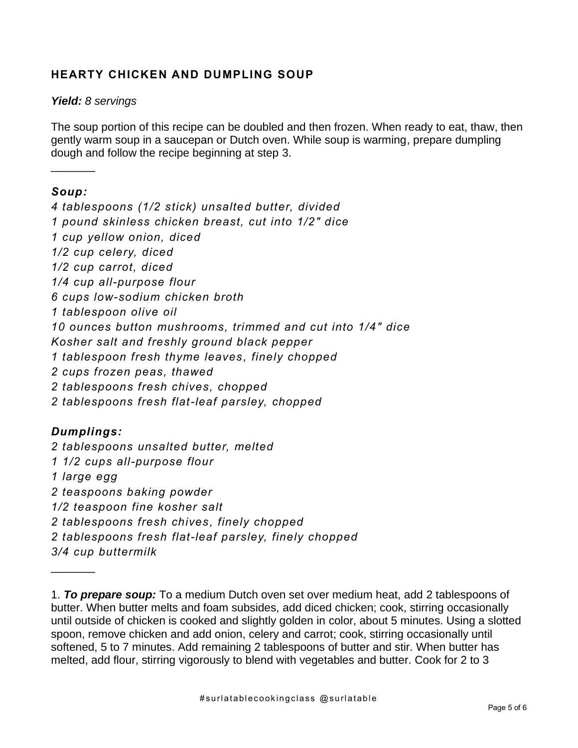## HEARTY CHICKEN AND DUMPLING SOUP

***Yield:*** *8 servings*

The soup portion of this recipe can be doubled and then frozen. When ready to eat, thaw, then gently warm soup in a saucepan or Dutch oven. While soup is warming, prepare dumpling dough and follow the recipe beginning at step 3.

_______

***Soup:***

*4 tablespoons (1/2 stick) unsalted butter, divided*
*1 pound skinless chicken breast, cut into 1/2" dice*
*1 cup yellow onion, diced*
*1/2 cup celery, diced*
*1/2 cup carrot, diced*
*1/4 cup all-purpose flour*
*6 cups low-sodium chicken broth*
*1 tablespoon olive oil*
*10 ounces button mushrooms, trimmed and cut into 1/4" dice*
*Kosher salt and freshly ground black pepper*
*1 tablespoon fresh thyme leaves, finely chopped*
*2 cups frozen peas, thawed*
*2 tablespoons fresh chives, chopped*
*2 tablespoons fresh flat-leaf parsley, chopped*

***Dumplings:***

*2 tablespoons unsalted butter, melted*
*1 1/2 cups all-purpose flour*
*1 large egg*
*2 teaspoons baking powder*
*1/2 teaspoon fine kosher salt*
*2 tablespoons fresh chives, finely chopped*
*2 tablespoons fresh flat-leaf parsley, finely chopped*
*3/4 cup buttermilk*

_______

1. ***To prepare soup:*** To a medium Dutch oven set over medium heat, add 2 tablespoons of butter. When butter melts and foam subsides, add diced chicken; cook, stirring occasionally until outside of chicken is cooked and slightly golden in color, about 5 minutes. Using a slotted spoon, remove chicken and add onion, celery and carrot; cook, stirring occasionally until softened, 5 to 7 minutes. Add remaining 2 tablespoons of butter and stir. When butter has melted, add flour, stirring vigorously to blend with vegetables and butter. Cook for 2 to 3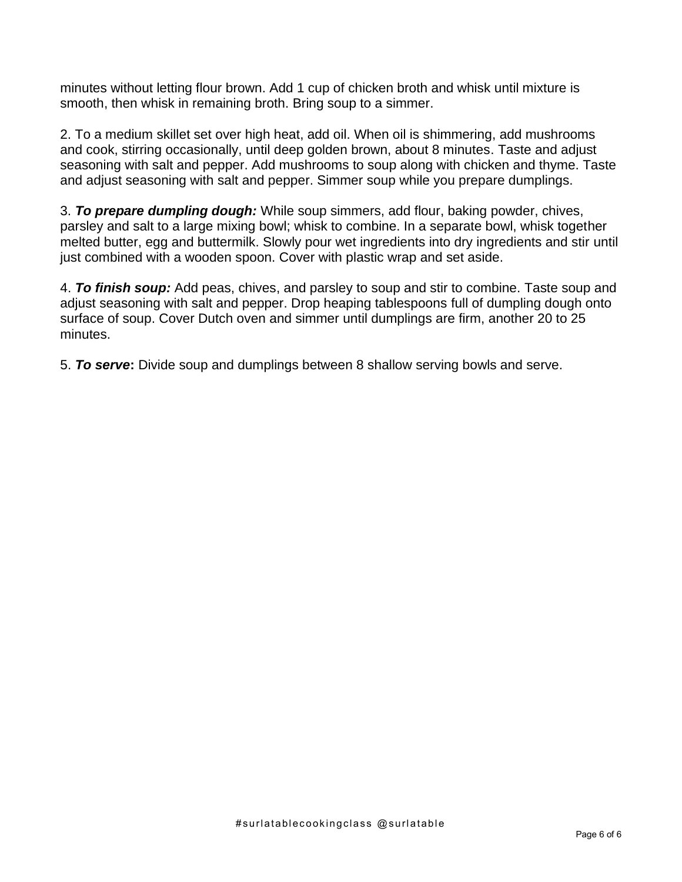minutes without letting flour brown. Add 1 cup of chicken broth and whisk until mixture is smooth, then whisk in remaining broth. Bring soup to a simmer.

2. To a medium skillet set over high heat, add oil. When oil is shimmering, add mushrooms and cook, stirring occasionally, until deep golden brown, about 8 minutes. Taste and adjust seasoning with salt and pepper. Add mushrooms to soup along with chicken and thyme. Taste and adjust seasoning with salt and pepper. Simmer soup while you prepare dumplings.

3. ***To prepare dumpling dough:*** While soup simmers, add flour, baking powder, chives, parsley and salt to a large mixing bowl; whisk to combine. In a separate bowl, whisk together melted butter, egg and buttermilk. Slowly pour wet ingredients into dry ingredients and stir until just combined with a wooden spoon. Cover with plastic wrap and set aside.

4. ***To finish soup:*** Add peas, chives, and parsley to soup and stir to combine. Taste soup and adjust seasoning with salt and pepper. Drop heaping tablespoons full of dumpling dough onto surface of soup. Cover Dutch oven and simmer until dumplings are firm, another 20 to 25 minutes.

5. ***To serve*****:** Divide soup and dumplings between 8 shallow serving bowls and serve.

#surlatablecookingclass @surlatable